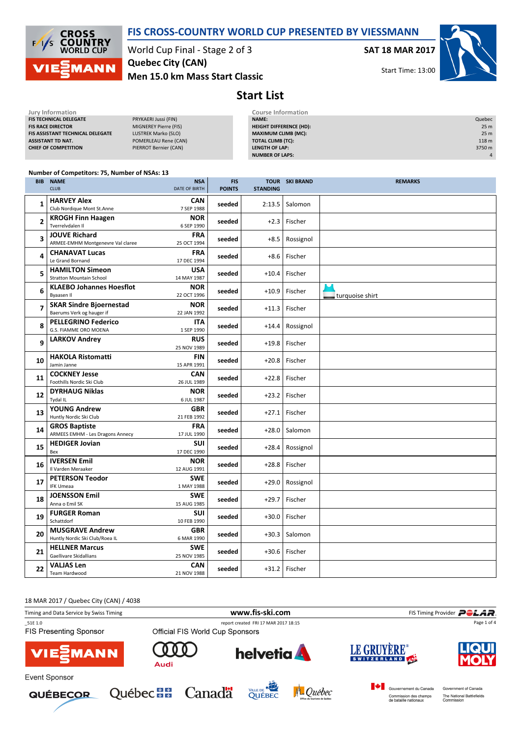# FIS CROSS-COUNTRY WORLD CUP PRESENTED BY VIESSMANN

World Cup Final - Stage 2 of 3

**SAT 18 MAR 2017**

**Quebec City (CAN)**

Start Time: 13:00

**Men 15.0 km Mass Start Classic**

## Start List

**Jury Information**

| | |
|---|---|
| FIS TECHNICAL DELEGATE | PRYKAERI Jussi (FIN) |
| FIS RACE DIRECTOR | MIGNEREY Pierre (FIS) |
| FIS ASSISTANT TECHNICAL DELEGATE | LUSTREK Marko (SLO) |
| ASSISTANT TD NAT. | POMERLEAU Rene (CAN) |
| CHIEF OF COMPETITION | PIERROT Bernier (CAN) |

**Course Information**

| | |
|---|---|
| NAME: | Quebec |
| HEIGHT DIFFERENCE (HD): | 25 m |
| MAXIMUM CLIMB (MC): | 25 m |
| TOTAL CLIMB (TC): | 118 m |
| LENGTH OF LAP: | 3750 m |
| NUMBER OF LAPS: | 4 |

**Number of Competitors: 75, Number of NSAs: 13**

| BIB | NAME / CLUB | NSA / DATE OF BIRTH | FIS POINTS | TOUR STANDING | SKI BRAND | REMARKS |
|---|---|---|---|---|---|---|
| 1 | **HARVEY Alex** Club Nordique Mont St.Anne | **CAN** 7 SEP 1988 | seeded | 2:13.5 | Salomon | |
| 2 | **KROGH Finn Haagen** Tverrelvdalen Il | **NOR** 6 SEP 1990 | seeded | +2.3 | Fischer | |
| 3 | **JOUVE Richard** ARMEE-EMHM Montgenevre Val claree | **FRA** 25 OCT 1994 | seeded | +8.5 | Rossignol | |
| 4 | **CHANAVAT Lucas** Le Grand Bornand | **FRA** 17 DEC 1994 | seeded | +8.6 | Fischer | |
| 5 | **HAMILTON Simeon** Stratton Mountain School | **USA** 14 MAY 1987 | seeded | +10.4 | Fischer | |
| 6 | **KLAEBO Johannes Hoesflot** Byaasen Il | **NOR** 22 OCT 1996 | seeded | +10.9 | Fischer | turquoise shirt |
| 7 | **SKAR Sindre Bjoernestad** Baerums Verk og hauger if | **NOR** 22 JAN 1992 | seeded | +11.3 | Fischer | |
| 8 | **PELLEGRINO Federico** G.S. FIAMME ORO MOENA | **ITA** 1 SEP 1990 | seeded | +14.4 | Rossignol | |
| 9 | **LARKOV Andrey** | **RUS** 25 NOV 1989 | seeded | +19.8 | Fischer | |
| 10 | **HAKOLA Ristomatti** Jamin Janne | **FIN** 15 APR 1991 | seeded | +20.8 | Fischer | |
| 11 | **COCKNEY Jesse** Foothills Nordic Ski Club | **CAN** 26 JUL 1989 | seeded | +22.8 | Fischer | |
| 12 | **DYRHAUG Niklas** Tydal IL | **NOR** 6 JUL 1987 | seeded | +23.2 | Fischer | |
| 13 | **YOUNG Andrew** Huntly Nordic Ski Club | **GBR** 21 FEB 1992 | seeded | +27.1 | Fischer | |
| 14 | **GROS Baptiste** ARMEES EMHM - Les Dragons Annecy | **FRA** 17 JUL 1990 | seeded | +28.0 | Salomon | |
| 15 | **HEDIGER Jovian** Bex | **SUI** 17 DEC 1990 | seeded | +28.4 | Rossignol | |
| 16 | **IVERSEN Emil** Il Varden Meraaker | **NOR** 12 AUG 1991 | seeded | +28.8 | Fischer | |
| 17 | **PETERSON Teodor** IFK Umeaa | **SWE** 1 MAY 1988 | seeded | +29.0 | Rossignol | |
| 18 | **JOENSSON Emil** Anna o Emil SK | **SWE** 15 AUG 1985 | seeded | +29.7 | Fischer | |
| 19 | **FURGER Roman** Schattdorf | **SUI** 10 FEB 1990 | seeded | +30.0 | Fischer | |
| 20 | **MUSGRAVE Andrew** Huntly Nordic Ski Club/Roea IL | **GBR** 6 MAR 1990 | seeded | +30.3 | Salomon | |
| 21 | **HELLNER Marcus** Gaellivare Skidallians | **SWE** 25 NOV 1985 | seeded | +30.6 | Fischer | |
| 22 | **VALJAS Len** Team Hardwood | **CAN** 21 NOV 1988 | seeded | +31.2 | Fischer | |

18 MAR 2017 / Quebec City (CAN) / 4038

Timing and Data Service by Swiss Timing — www.fis-ski.com — FIS Timing Provider POLAR

_51E 1.0 — report created FRI 17 MAR 2017 18:15

FIS Presenting Sponsor: VIESSMANN

Official FIS World Cup Sponsors: Audi, helvetia, Le Gruyère Switzerland AOP, Liqui Moly

Event Sponsor: Québecor, Québec, Canada, Ville de Québec, Québec Office du tourisme de Québec, Gouvernement du Canada Commission des champs de bataille nationaux, Government of Canada The National Battlefields Commission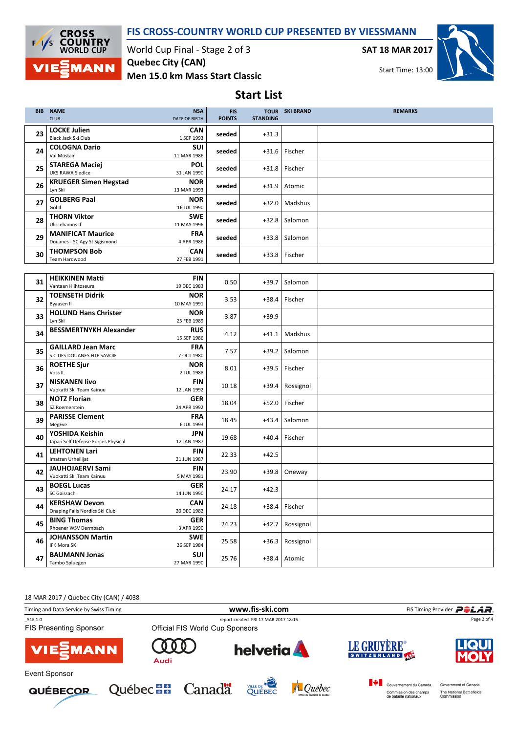# FIS CROSS-COUNTRY WORLD CUP PRESENTED BY VIESSMANN

World Cup Final - Stage 2 of 3
**Quebec City (CAN)**
**Men 15.0 km Mass Start Classic**

**SAT 18 MAR 2017**
Start Time: 13:00

## Start List

| BIB | NAME / CLUB | NSA / DATE OF BIRTH | FIS POINTS | TOUR STANDING | SKI BRAND | REMARKS |
|---|---|---|---|---|---|---|
| 23 | **LOCKE Julien** Black Jack Ski Club | **CAN** 1 SEP 1993 | seeded | +31.3 | | |
| 24 | **COLOGNA Dario** Val Müstair | **SUI** 11 MAR 1986 | seeded | +31.6 | Fischer | |
| 25 | **STAREGA Maciej** UKS RAWA Siedlce | **POL** 31 JAN 1990 | seeded | +31.8 | Fischer | |
| 26 | **KRUEGER Simen Hegstad** Lyn Ski | **NOR** 13 MAR 1993 | seeded | +31.9 | Atomic | |
| 27 | **GOLBERG Paal** Gol Il | **NOR** 16 JUL 1990 | seeded | +32.0 | Madshus | |
| 28 | **THORN Viktor** Ulricehamns If | **SWE** 11 MAY 1996 | seeded | +32.8 | Salomon | |
| 29 | **MANIFICAT Maurice** Douanes - SC Agy St Sigismond | **FRA** 4 APR 1986 | seeded | +33.8 | Salomon | |
| 30 | **THOMPSON Bob** Team Hardwood | **CAN** 27 FEB 1991 | seeded | +33.8 | Fischer | |
| 31 | **HEIKKINEN Matti** Vantaan Hiihtoseura | **FIN** 19 DEC 1983 | 0.50 | +39.7 | Salomon | |
| 32 | **TOENSETH Didrik** Byaasen Il | **NOR** 10 MAY 1991 | 3.53 | +38.4 | Fischer | |
| 33 | **HOLUND Hans Christer** Lyn Ski | **NOR** 25 FEB 1989 | 3.87 | +39.9 | | |
| 34 | **BESSMERTNYKH Alexander** | **RUS** 15 SEP 1986 | 4.12 | +41.1 | Madshus | |
| 35 | **GAILLARD Jean Marc** S.C DES DOUANES HTE SAVOIE | **FRA** 7 OCT 1980 | 7.57 | +39.2 | Salomon | |
| 36 | **ROETHE Sjur** Voss IL | **NOR** 2 JUL 1988 | 8.01 | +39.5 | Fischer | |
| 37 | **NISKANEN Iivo** Vuokatti Ski Team Kainuu | **FIN** 12 JAN 1992 | 10.18 | +39.4 | Rossignol | |
| 38 | **NOTZ Florian** SZ Roemerstein | **GER** 24 APR 1992 | 18.04 | +52.0 | Fischer | |
| 39 | **PARISSE Clement** MegEve | **FRA** 6 JUL 1993 | 18.45 | +43.4 | Salomon | |
| 40 | **YOSHIDA Keishin** Japan Self Defense Forces Physical | **JPN** 12 JAN 1987 | 19.68 | +40.4 | Fischer | |
| 41 | **LEHTONEN Lari** Imatran Urheilijat | **FIN** 21 JUN 1987 | 22.33 | +42.5 | | |
| 42 | **JAUHOJAERVI Sami** Vuokatti Ski Team Kainuu | **FIN** 5 MAY 1981 | 23.90 | +39.8 | Oneway | |
| 43 | **BOEGL Lucas** SC Gaissach | **GER** 14 JUN 1990 | 24.17 | +42.3 | | |
| 44 | **KERSHAW Devon** Onaping Falls Nordics Ski Club | **CAN** 20 DEC 1982 | 24.18 | +38.4 | Fischer | |
| 45 | **BING Thomas** Rhoener WSV Dermbach | **GER** 3 APR 1990 | 24.23 | +42.7 | Rossignol | |
| 46 | **JOHANSSON Martin** IFK Mora SK | **SWE** 26 SEP 1984 | 25.58 | +36.3 | Rossignol | |
| 47 | **BAUMANN Jonas** Tambo Spluegen | **SUI** 27 MAR 1990 | 25.76 | +38.4 | Atomic | |

18 MAR 2017 / Quebec City (CAN) / 4038

Timing and Data Service by Swiss Timing — www.fis-ski.com — FIS Timing Provider POLAR

_51E 1.0 — report created FRI 17 MAR 2017 18:15

FIS Presenting Sponsor: VIESSMANN

Official FIS World Cup Sponsors: Audi, helvetia, LE GRUYÈRE SWITZERLAND AOP, LIQUI MOLY

Event Sponsor: QUÉBECOR, Québec, Canada, Ville de Québec, Québec Office du tourisme de Québec, Gouvernement du Canada Commission des champs de bataille nationaux, Government of Canada The National Battlefields Commission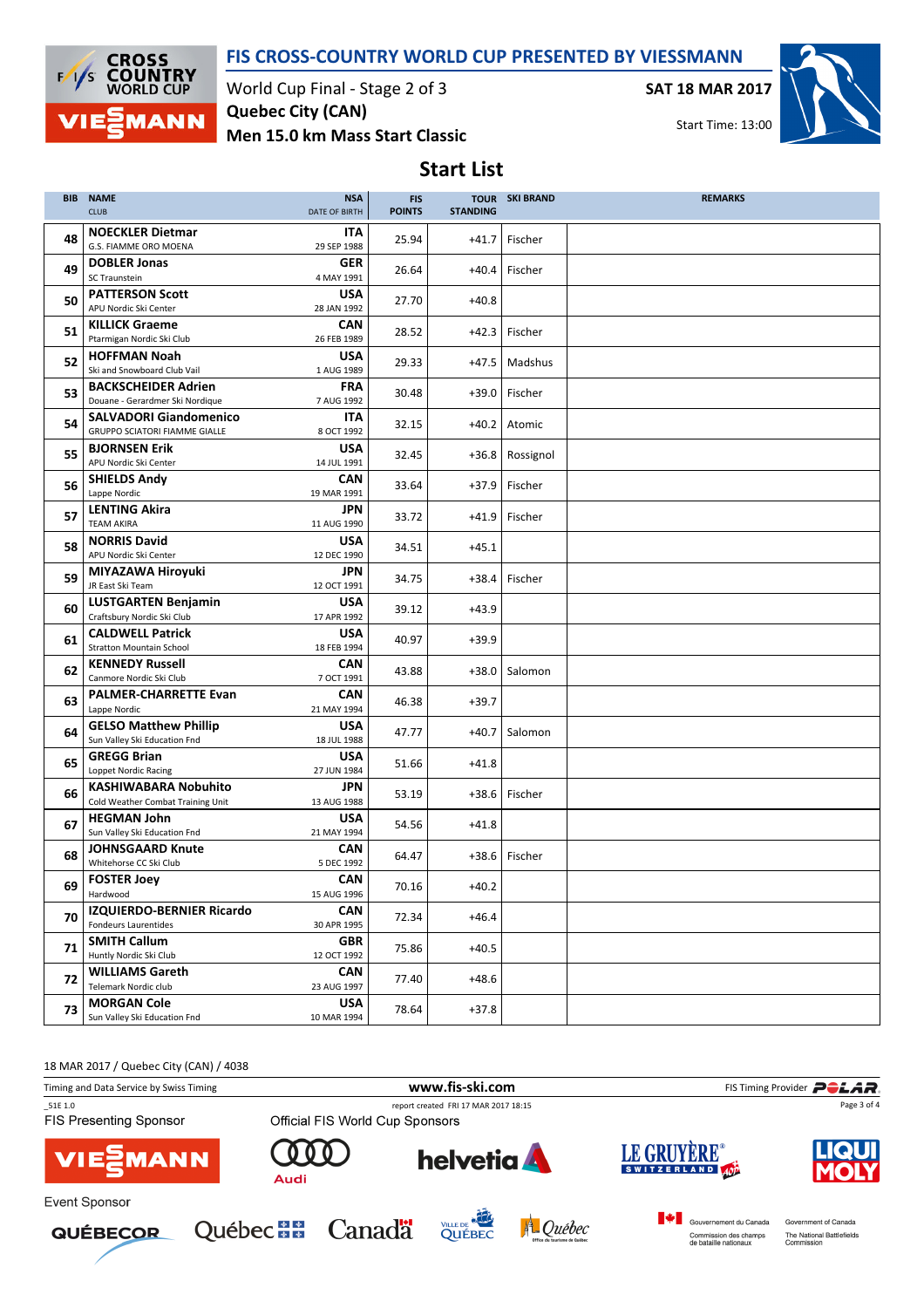# FIS CROSS-COUNTRY WORLD CUP PRESENTED BY VIESSMANN

World Cup Final - Stage 2 of 3

**SAT 18 MAR 2017**

**Quebec City (CAN)**

Start Time: 13:00

**Men 15.0 km Mass Start Classic**

## Start List

| BIB | NAME / CLUB | NSA / DATE OF BIRTH | FIS POINTS | TOUR STANDING | SKI BRAND | REMARKS |
|---|---|---|---|---|---|---|
| 48 | **NOECKLER Dietmar** G.S. FIAMME ORO MOENA | **ITA** 29 SEP 1988 | 25.94 | +41.7 | Fischer | |
| 49 | **DOBLER Jonas** SC Traunstein | **GER** 4 MAY 1991 | 26.64 | +40.4 | Fischer | |
| 50 | **PATTERSON Scott** APU Nordic Ski Center | **USA** 28 JAN 1992 | 27.70 | +40.8 | | |
| 51 | **KILLICK Graeme** Ptarmigan Nordic Ski Club | **CAN** 26 FEB 1989 | 28.52 | +42.3 | Fischer | |
| 52 | **HOFFMAN Noah** Ski and Snowboard Club Vail | **USA** 1 AUG 1989 | 29.33 | +47.5 | Madshus | |
| 53 | **BACKSCHEIDER Adrien** Douane - Gerardmer Ski Nordique | **FRA** 7 AUG 1992 | 30.48 | +39.0 | Fischer | |
| 54 | **SALVADORI Giandomenico** GRUPPO SCIATORI FIAMME GIALLE | **ITA** 8 OCT 1992 | 32.15 | +40.2 | Atomic | |
| 55 | **BJORNSEN Erik** APU Nordic Ski Center | **USA** 14 JUL 1991 | 32.45 | +36.8 | Rossignol | |
| 56 | **SHIELDS Andy** Lappe Nordic | **CAN** 19 MAR 1991 | 33.64 | +37.9 | Fischer | |
| 57 | **LENTING Akira** TEAM AKIRA | **JPN** 11 AUG 1990 | 33.72 | +41.9 | Fischer | |
| 58 | **NORRIS David** APU Nordic Ski Center | **USA** 12 DEC 1990 | 34.51 | +45.1 | | |
| 59 | **MIYAZAWA Hiroyuki** JR East Ski Team | **JPN** 12 OCT 1991 | 34.75 | +38.4 | Fischer | |
| 60 | **LUSTGARTEN Benjamin** Craftsbury Nordic Ski Club | **USA** 17 APR 1992 | 39.12 | +43.9 | | |
| 61 | **CALDWELL Patrick** Stratton Mountain School | **USA** 18 FEB 1994 | 40.97 | +39.9 | | |
| 62 | **KENNEDY Russell** Canmore Nordic Ski Club | **CAN** 7 OCT 1991 | 43.88 | +38.0 | Salomon | |
| 63 | **PALMER-CHARRETTE Evan** Lappe Nordic | **CAN** 21 MAY 1994 | 46.38 | +39.7 | | |
| 64 | **GELSO Matthew Phillip** Sun Valley Ski Education Fnd | **USA** 18 JUL 1988 | 47.77 | +40.7 | Salomon | |
| 65 | **GREGG Brian** Loppet Nordic Racing | **USA** 27 JUN 1984 | 51.66 | +41.8 | | |
| 66 | **KASHIWABARA Nobuhito** Cold Weather Combat Training Unit | **JPN** 13 AUG 1988 | 53.19 | +38.6 | Fischer | |
| 67 | **HEGMAN John** Sun Valley Ski Education Fnd | **USA** 21 MAY 1994 | 54.56 | +41.8 | | |
| 68 | **JOHNSGAARD Knute** Whitehorse CC Ski Club | **CAN** 5 DEC 1992 | 64.47 | +38.6 | Fischer | |
| 69 | **FOSTER Joey** Hardwood | **CAN** 15 AUG 1996 | 70.16 | +40.2 | | |
| 70 | **IZQUIERDO-BERNIER Ricardo** Fondeurs Laurentides | **CAN** 30 APR 1995 | 72.34 | +46.4 | | |
| 71 | **SMITH Callum** Huntly Nordic Ski Club | **GBR** 12 OCT 1992 | 75.86 | +40.5 | | |
| 72 | **WILLIAMS Gareth** Telemark Nordic club | **CAN** 23 AUG 1997 | 77.40 | +48.6 | | |
| 73 | **MORGAN Cole** Sun Valley Ski Education Fnd | **USA** 10 MAR 1994 | 78.64 | +37.8 | | |

18 MAR 2017 / Quebec City (CAN) / 4038

Timing and Data Service by Swiss Timing | www.fis-ski.com | FIS Timing Provider POLAR

_51E 1.0 report created FRI 17 MAR 2017 18:15

FIS Presenting Sponsor: VIESSMANN

Official FIS World Cup Sponsors: Audi, helvetia, LE GRUYÈRE SWITZERLAND AOP, LIQUI MOLY

Event Sponsor: QUÉBECOR, Québec, Canada, Ville de Québec, Québec Office du tourisme de Québec, Gouvernement du Canada Commission des champs de bataille nationaux, Government of Canada The National Battlefields Commission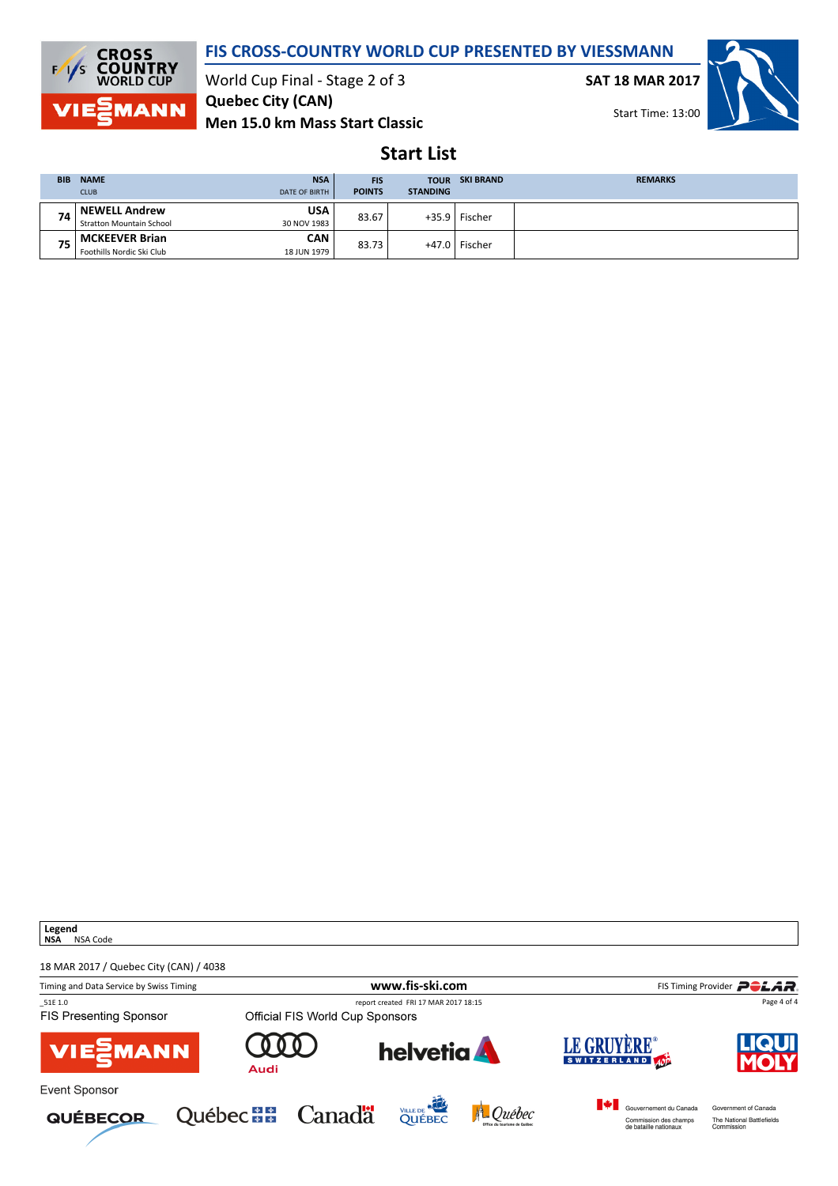# FIS CROSS-COUNTRY WORLD CUP PRESENTED BY VIESSMANN

World Cup Final - Stage 2 of 3

**Quebec City (CAN)**

**Men 15.0 km Mass Start Classic**

**SAT 18 MAR 2017**

Start Time: 13:00

## Start List

| BIB | NAME / CLUB | NSA / DATE OF BIRTH | FIS POINTS | TOUR STANDING | SKI BRAND | REMARKS |
|---|---|---|---|---|---|---|
| 74 | **NEWELL Andrew** Stratton Mountain School | **USA** 30 NOV 1983 | 83.67 | +35.9 | Fischer | |
| 75 | **MCKEEVER Brian** Foothills Nordic Ski Club | **CAN** 18 JUN 1979 | 83.73 | +47.0 | Fischer | |

**Legend**
**NSA** NSA Code

18 MAR 2017 / Quebec City (CAN) / 4038

Timing and Data Service by Swiss Timing

www.fis-ski.com

FIS Timing Provider POLAR

_51E 1.0

report created FRI 17 MAR 2017 18:15

FIS Presenting Sponsor

Official FIS World Cup Sponsors

Event Sponsor